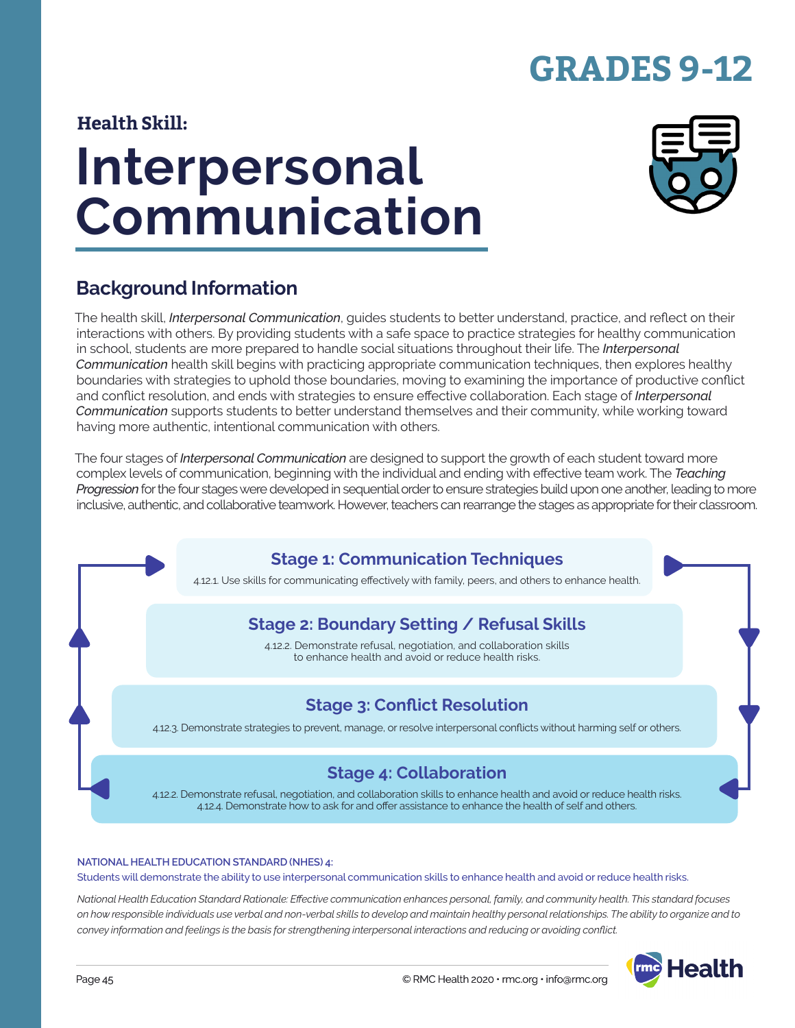# GRADES 9-12

**Health Skill:**

# Interpersonal Communication

## Background Information

The health skill, *Interpersonal Communication*, guides students to better understand, practice, and reflect on their interactions with others. By providing students with a safe space to practice strategies for healthy communication in school, students are more prepared to handle social situations throughout their life. The *Interpersonal Communication* health skill begins with practicing appropriate communication techniques, then explores healthy boundaries with strategies to uphold those boundaries, moving to examining the importance of productive conflict and conflict resolution, and ends with strategies to ensure effective collaboration. Each stage of *Interpersonal Communication* supports students to better understand themselves and their community, while working toward having more authentic, intentional communication with others.

The four stages of *Interpersonal Communication* are designed to support the growth of each student toward more complex levels of communication, beginning with the individual and ending with effective team work. The *Teaching Progression* for the four stages were developed in sequential order to ensure strategies build upon one another, leading to more inclusive, authentic, and collaborative teamwork. However, teachers can rearrange the stages as appropriate for their classroom.

### Stage 1: Communication Techniques

4.12.1. Use skills for communicating effectively with family, peers, and others to enhance health.

### Stage 2: Boundary Setting / Refusal Skills

4.12.2. Demonstrate refusal, negotiation, and collaboration skills to enhance health and avoid or reduce health risks.

### Stage 3: Conflict Resolution

4.12.3. Demonstrate strategies to prevent, manage, or resolve interpersonal conflicts without harming self or others.

### Stage 4: Collaboration

4.12.2. Demonstrate refusal, negotiation, and collaboration skills to enhance health and avoid or reduce health risks.
4.12.4. Demonstrate how to ask for and offer assistance to enhance the health of self and others.

**NATIONAL HEALTH EDUCATION STANDARD (NHES) 4:**
Students will demonstrate the ability to use interpersonal communication skills to enhance health and avoid or reduce health risks.

*National Health Education Standard Rationale: Effective communication enhances personal, family, and community health. This standard focuses on how responsible individuals use verbal and non-verbal skills to develop and maintain healthy personal relationships. The ability to organize and to convey information and feelings is the basis for strengthening interpersonal interactions and reducing or avoiding conflict.*

© RMC Health 2020 • rmc.org • info@rmc.org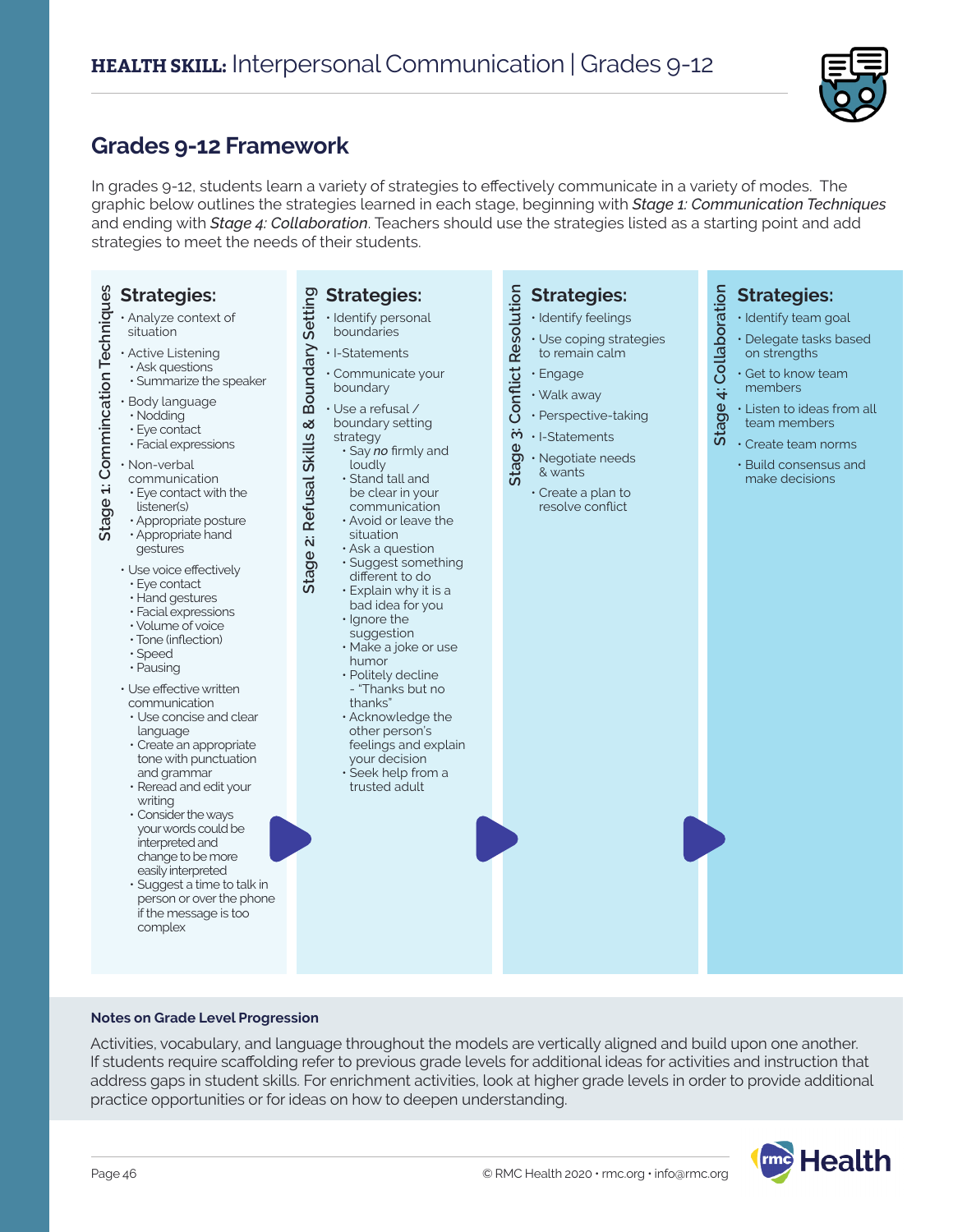## HEALTH SKILL: Interpersonal Communication | Grades 9-12

## Grades 9-12 Framework

In grades 9-12, students learn a variety of strategies to effectively communicate in a variety of modes. The graphic below outlines the strategies learned in each stage, beginning with ***Stage 1: Communication Techniques*** and ending with ***Stage 4: Collaboration***. Teachers should use the strategies listed as a starting point and add strategies to meet the needs of their students.

### Stage 1: Commincation Techniques

**Strategies:**

- Analyze context of situation
- Active Listening
  - Ask questions
  - Summarize the speaker
- Body language
  - Nodding
  - Eye contact
  - Facial expressions
- Non-verbal communication
  - Eye contact with the listener(s)
  - Appropriate posture
  - Appropriate hand gestures
- Use voice effectively
  - Eye contact
  - Hand gestures
  - Facial expressions
  - Volume of voice
  - Tone (inflection)
  - Speed
  - Pausing
- Use effective written communication
  - Use concise and clear language
  - Create an appropriate tone with punctuation and grammar
  - Reread and edit your writing
  - Consider the ways your words could be interpreted and change to be more easily interpreted
  - Suggest a time to talk in person or over the phone if the message is too complex

### Stage 2: Refusal Skills & Boundary Setting

**Strategies:**

- Identify personal boundaries
- I-Statements
- Communicate your boundary
- Use a refusal / boundary setting strategy
  - Say ***no*** firmly and loudly
  - Stand tall and be clear in your communication
  - Avoid or leave the situation
  - Ask a question
  - Suggest something different to do
  - Explain why it is a bad idea for you
  - Ignore the suggestion
  - Make a joke or use humor
  - Politely decline - "Thanks but no thanks"
  - Acknowledge the other person's feelings and explain your decision
  - Seek help from a trusted adult

### Stage 3: Conflict Resolution

**Strategies:**

- Identify feelings
- Use coping strategies to remain calm
- Engage
- Walk away
- Perspective-taking
- I-Statements
- Negotiate needs & wants
- Create a plan to resolve conflict

### Stage 4: Collaboration

**Strategies:**

- Identify team goal
- Delegate tasks based on strengths
- Get to know team members
- Listen to ideas from all team members
- Create team norms
- Build consensus and make decisions

**Notes on Grade Level Progression**

Activities, vocabulary, and language throughout the models are vertically aligned and build upon one another. If students require scaffolding refer to previous grade levels for additional ideas for activities and instruction that address gaps in student skills. For enrichment activities, look at higher grade levels in order to provide additional practice opportunities or for ideas on how to deepen understanding.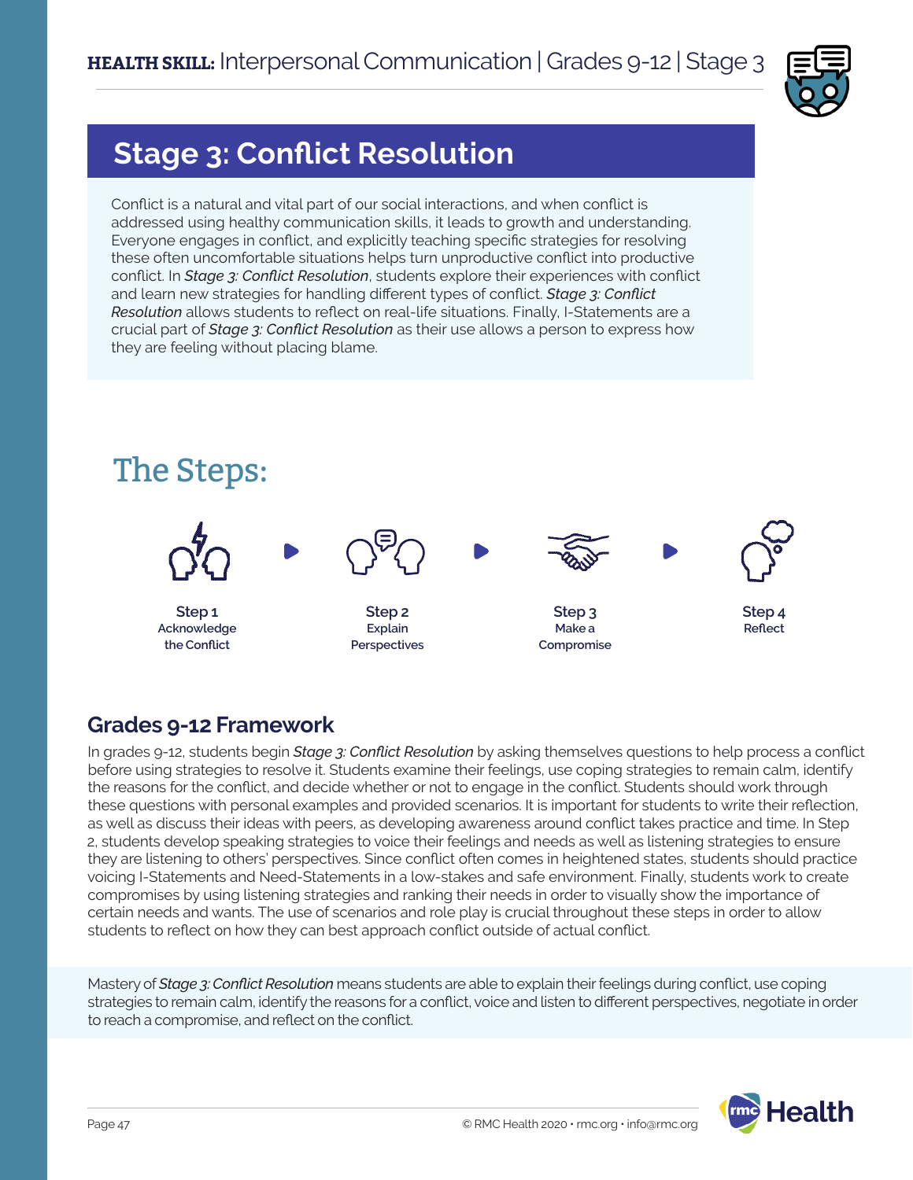**HEALTH SKILL:** Interpersonal Communication | Grades 9-12 | Stage 3

# Stage 3: Conflict Resolution

Conflict is a natural and vital part of our social interactions, and when conflict is addressed using healthy communication skills, it leads to growth and understanding. Everyone engages in conflict, and explicitly teaching specific strategies for resolving these often uncomfortable situations helps turn unproductive conflict into productive conflict. In *Stage 3: Conflict Resolution*, students explore their experiences with conflict and learn new strategies for handling different types of conflict. *Stage 3: Conflict Resolution* allows students to reflect on real-life situations. Finally, I-Statements are a crucial part of *Stage 3: Conflict Resolution* as their use allows a person to express how they are feeling without placing blame.

## The Steps:

**Step 1** Acknowledge the Conflict → **Step 2** Explain Perspectives → **Step 3** Make a Compromise → **Step 4** Reflect

## Grades 9-12 Framework

In grades 9-12, students begin *Stage 3: Conflict Resolution* by asking themselves questions to help process a conflict before using strategies to resolve it. Students examine their feelings, use coping strategies to remain calm, identify the reasons for the conflict, and decide whether or not to engage in the conflict. Students should work through these questions with personal examples and provided scenarios. It is important for students to write their reflection, as well as discuss their ideas with peers, as developing awareness around conflict takes practice and time. In Step 2, students develop speaking strategies to voice their feelings and needs as well as listening strategies to ensure they are listening to others' perspectives. Since conflict often comes in heightened states, students should practice voicing I-Statements and Need-Statements in a low-stakes and safe environment. Finally, students work to create compromises by using listening strategies and ranking their needs in order to visually show the importance of certain needs and wants. The use of scenarios and role play is crucial throughout these steps in order to allow students to reflect on how they can best approach conflict outside of actual conflict.

Mastery of *Stage 3: Conflict Resolution* means students are able to explain their feelings during conflict, use coping strategies to remain calm, identify the reasons for a conflict, voice and listen to different perspectives, negotiate in order to reach a compromise, and reflect on the conflict.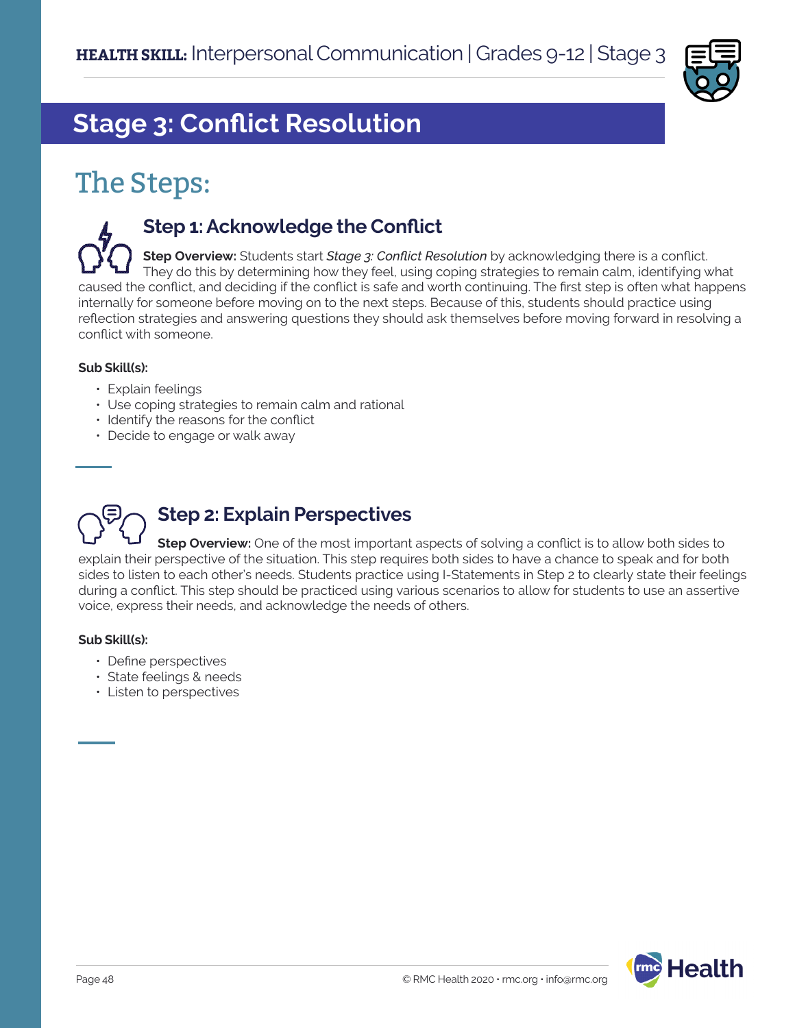## Stage 3: Conflict Resolution

# The Steps:

### Step 1: Acknowledge the Conflict

**Step Overview:** Students start *Stage 3: Conflict Resolution* by acknowledging there is a conflict. They do this by determining how they feel, using coping strategies to remain calm, identifying what caused the conflict, and deciding if the conflict is safe and worth continuing. The first step is often what happens internally for someone before moving on to the next steps. Because of this, students should practice using reflection strategies and answering questions they should ask themselves before moving forward in resolving a conflict with someone.

**Sub Skill(s):**

- Explain feelings
- Use coping strategies to remain calm and rational
- Identify the reasons for the conflict
- Decide to engage or walk away

### Step 2: Explain Perspectives

**Step Overview:** One of the most important aspects of solving a conflict is to allow both sides to explain their perspective of the situation. This step requires both sides to have a chance to speak and for both sides to listen to each other's needs. Students practice using I-Statements in Step 2 to clearly state their feelings during a conflict. This step should be practiced using various scenarios to allow for students to use an assertive voice, express their needs, and acknowledge the needs of others.

**Sub Skill(s):**

- Define perspectives
- State feelings & needs
- Listen to perspectives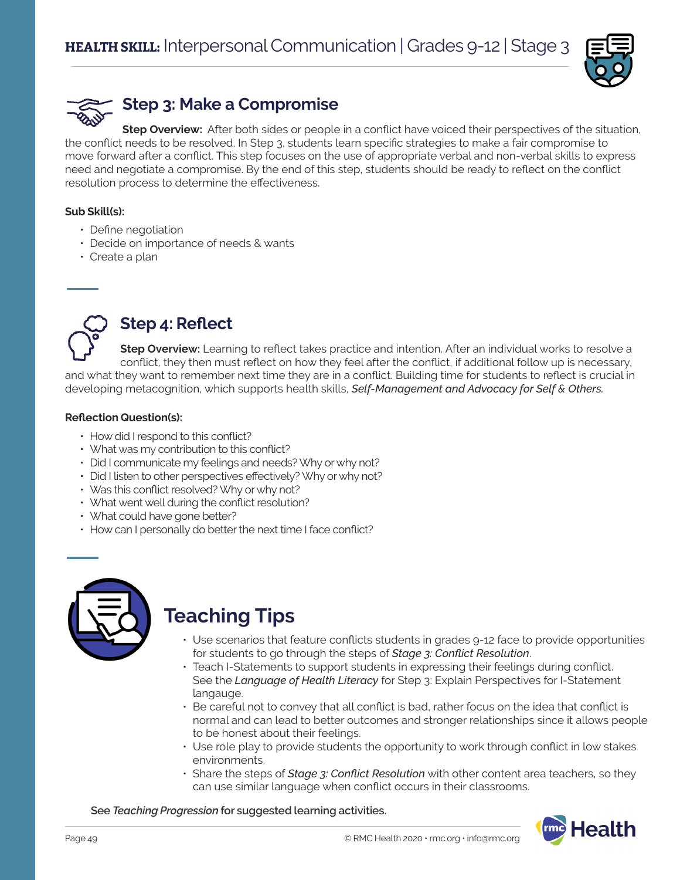## Step 3: Make a Compromise

**Step Overview:** After both sides or people in a conflict have voiced their perspectives of the situation, the conflict needs to be resolved. In Step 3, students learn specific strategies to make a fair compromise to move forward after a conflict. This step focuses on the use of appropriate verbal and non-verbal skills to express need and negotiate a compromise. By the end of this step, students should be ready to reflect on the conflict resolution process to determine the effectiveness.

**Sub Skill(s):**

- Define negotiation
- Decide on importance of needs & wants
- Create a plan

## Step 4: Reflect

**Step Overview:** Learning to reflect takes practice and intention. After an individual works to resolve a conflict, they then must reflect on how they feel after the conflict, if additional follow up is necessary, and what they want to remember next time they are in a conflict. Building time for students to reflect is crucial in developing metacognition, which supports health skills, *Self-Management and Advocacy for Self & Others.*

**Reflection Question(s):**

- How did I respond to this conflict?
- What was my contribution to this conflict?
- Did I communicate my feelings and needs? Why or why not?
- Did I listen to other perspectives effectively? Why or why not?
- Was this conflict resolved? Why or why not?
- What went well during the conflict resolution?
- What could have gone better?
- How can I personally do better the next time I face conflict?

## Teaching Tips

- Use scenarios that feature conflicts students in grades 9-12 face to provide opportunities for students to go through the steps of *Stage 3: Conflict Resolution*.
- Teach I-Statements to support students in expressing their feelings during conflict. See the *Language of Health Literacy* for Step 3: Explain Perspectives for I-Statement langauge.
- Be careful not to convey that all conflict is bad, rather focus on the idea that conflict is normal and can lead to better outcomes and stronger relationships since it allows people to be honest about their feelings.
- Use role play to provide students the opportunity to work through conflict in low stakes environments.
- Share the steps of *Stage 3: Conflict Resolution* with other content area teachers, so they can use similar language when conflict occurs in their classrooms.

**See *Teaching Progression* for suggested learning activities.**